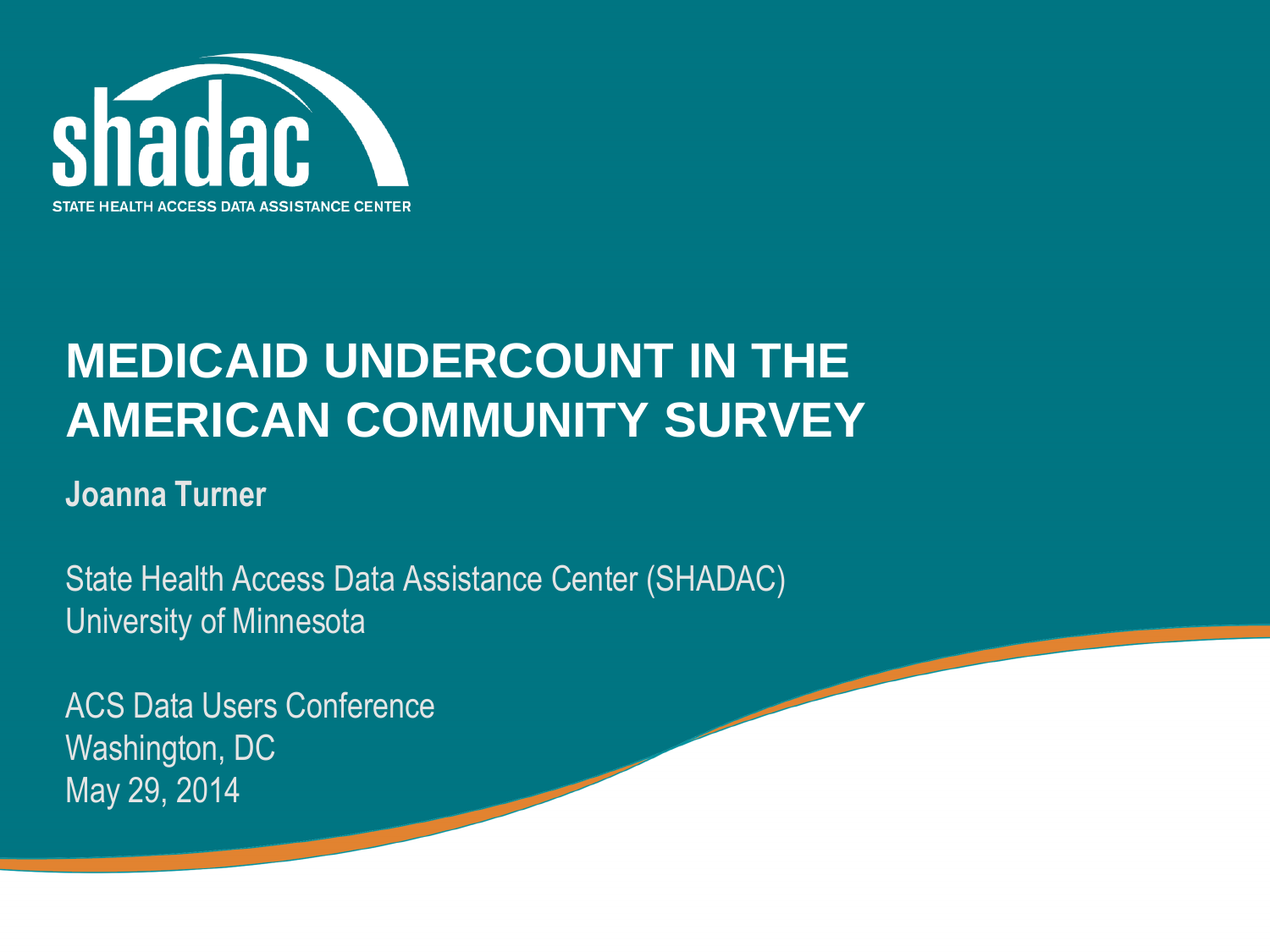shadac

STATE HEALTH ACCESS DATA ASSISTANCE CENTER

# MEDICAID UNDERCOUNT IN THE AMERICAN COMMUNITY SURVEY

**Joanna Turner**

State Health Access Data Assistance Center (SHADAC)
University of Minnesota

ACS Data Users Conference
Washington, DC
May 29, 2014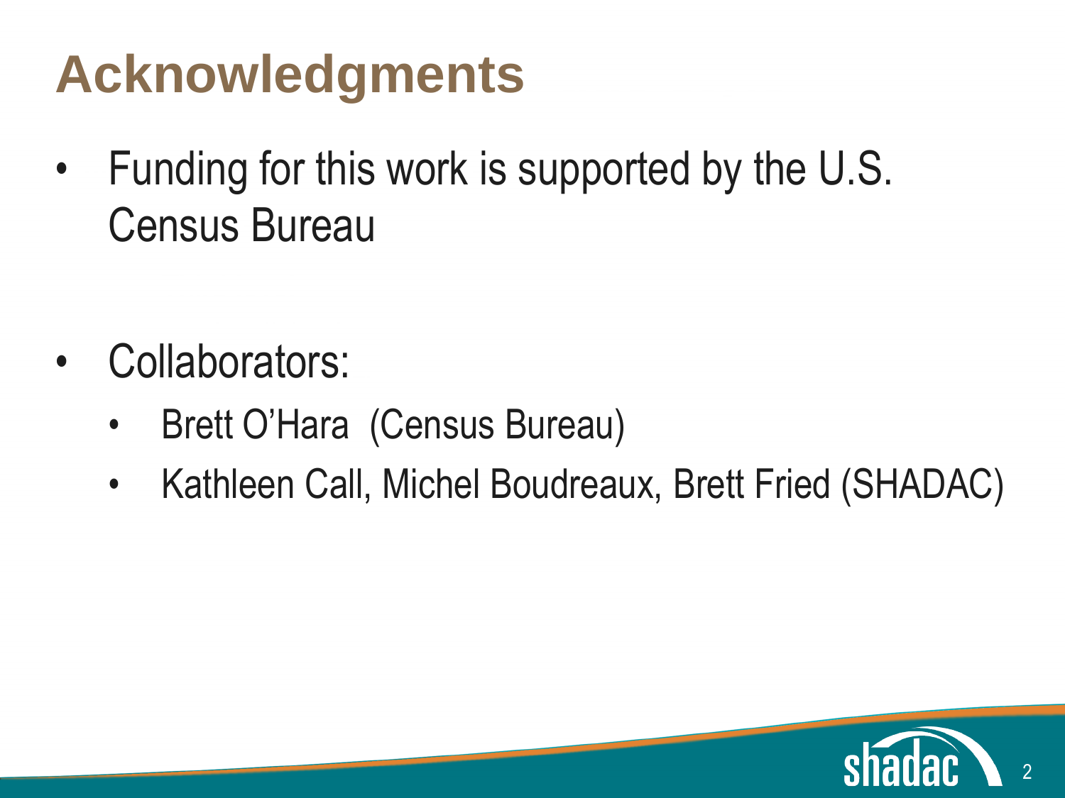# Acknowledgments

- Funding for this work is supported by the U.S. Census Bureau

- Collaborators:
  - Brett O'Hara (Census Bureau)
  - Kathleen Call, Michel Boudreaux, Brett Fried (SHADAC)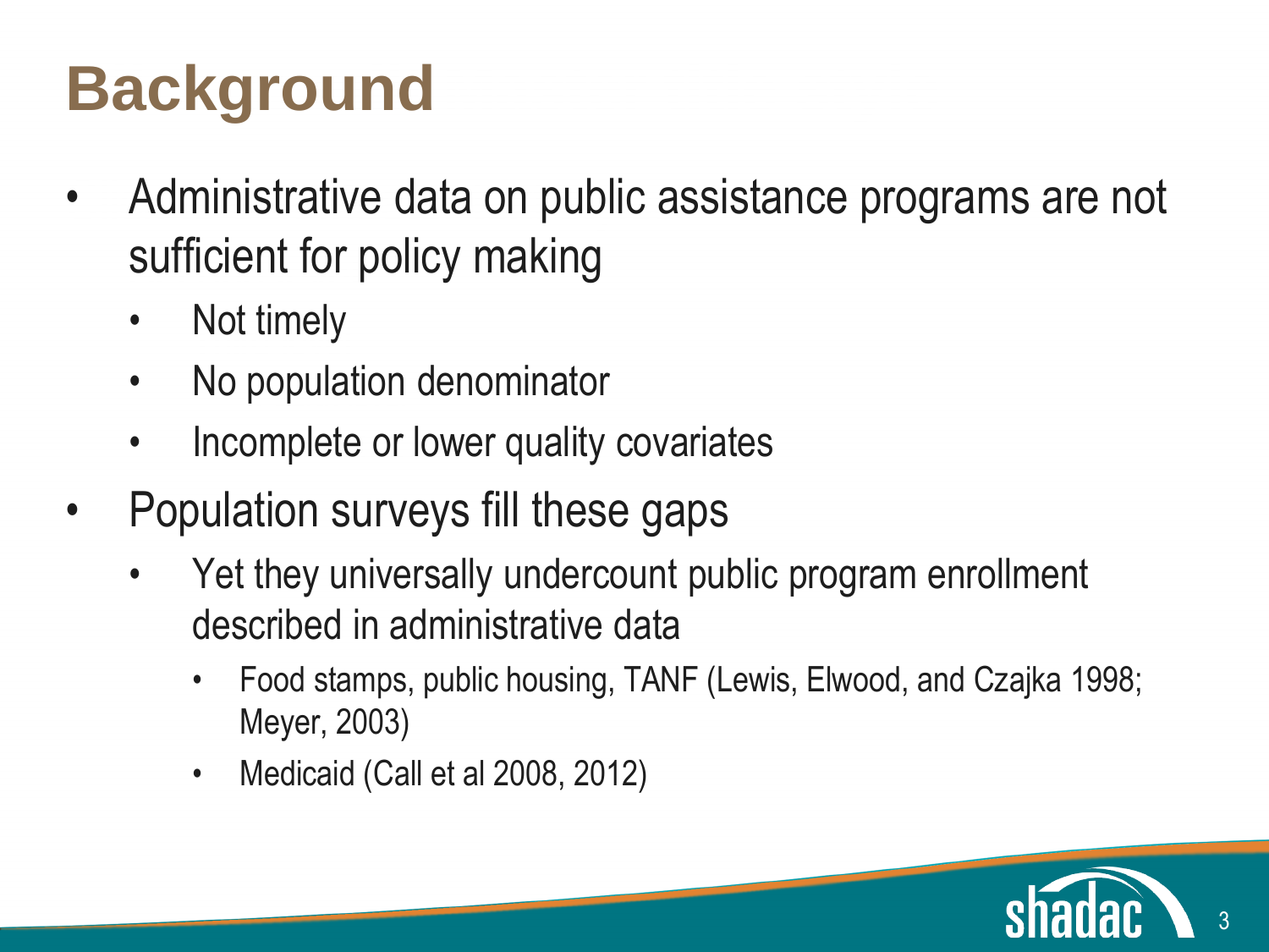# Background

- Administrative data on public assistance programs are not sufficient for policy making
  - Not timely
  - No population denominator
  - Incomplete or lower quality covariates
- Population surveys fill these gaps
  - Yet they universally undercount public program enrollment described in administrative data
    - Food stamps, public housing, TANF (Lewis, Elwood, and Czajka 1998; Meyer, 2003)
    - Medicaid (Call et al 2008, 2012)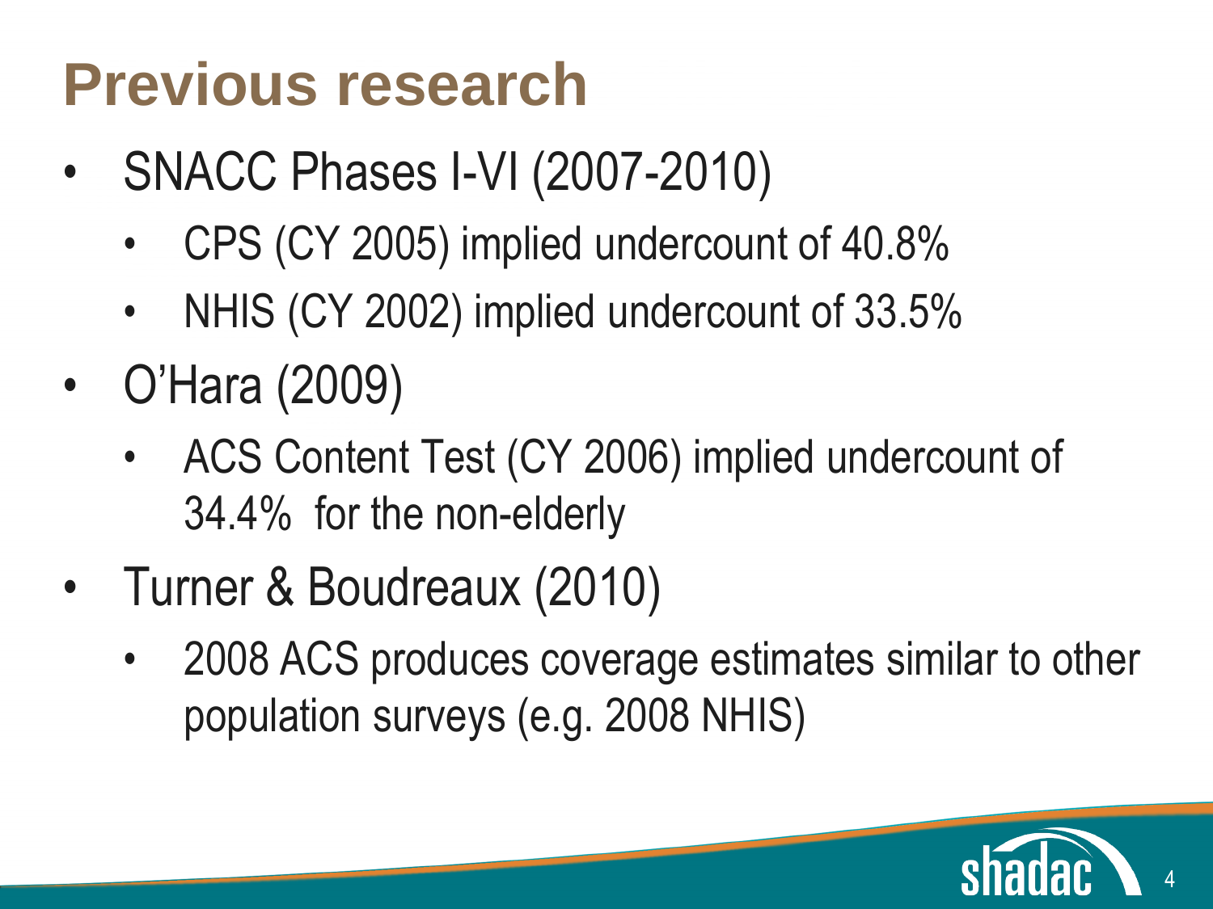# Previous research

- SNACC Phases I-VI (2007-2010)
  - CPS (CY 2005) implied undercount of 40.8%
  - NHIS (CY 2002) implied undercount of 33.5%
- O'Hara (2009)
  - ACS Content Test (CY 2006) implied undercount of 34.4% for the non-elderly
- Turner & Boudreaux (2010)
  - 2008 ACS produces coverage estimates similar to other population surveys (e.g. 2008 NHIS)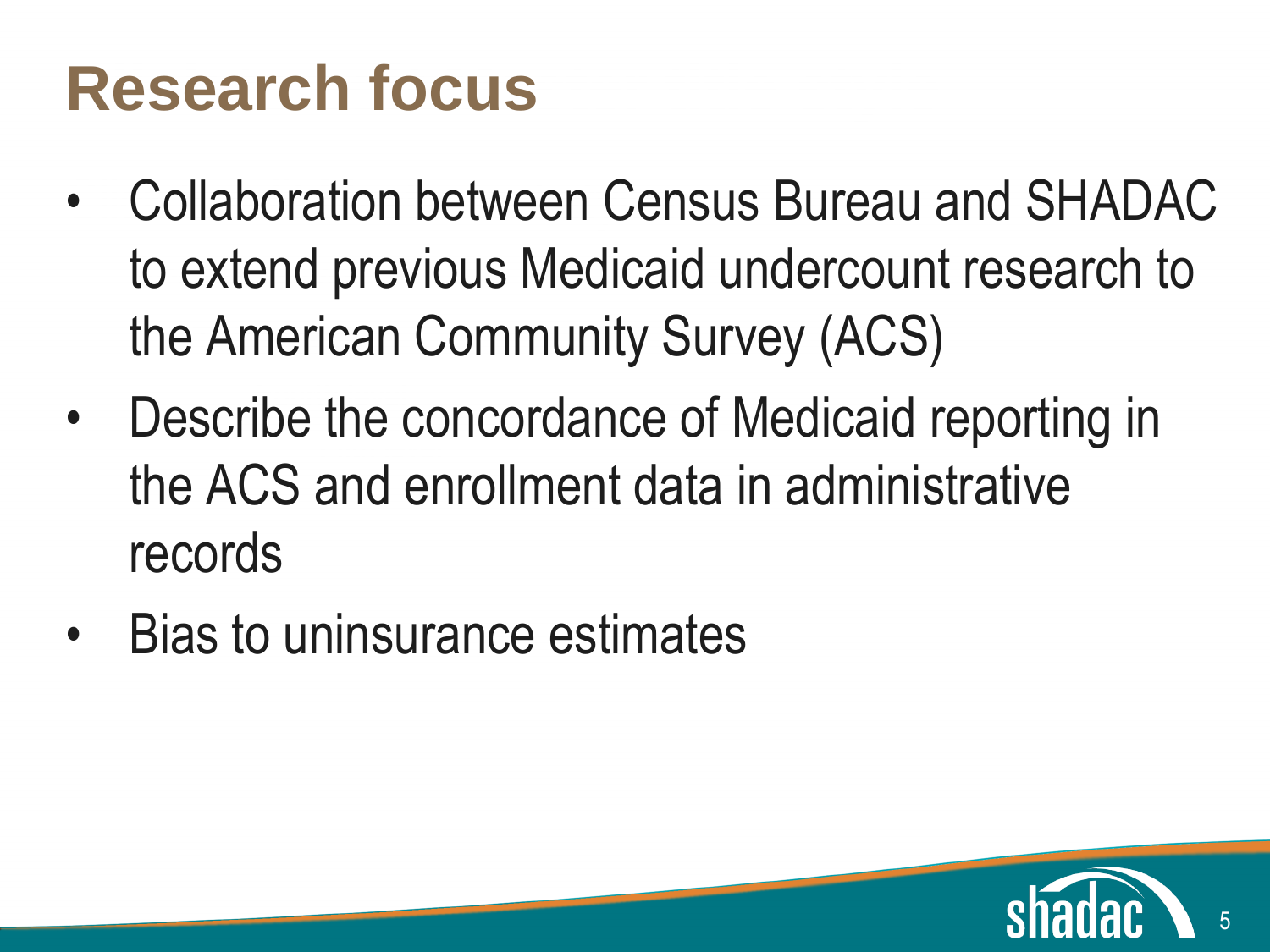# Research focus

- Collaboration between Census Bureau and SHADAC to extend previous Medicaid undercount research to the American Community Survey (ACS)
- Describe the concordance of Medicaid reporting in the ACS and enrollment data in administrative records
- Bias to uninsurance estimates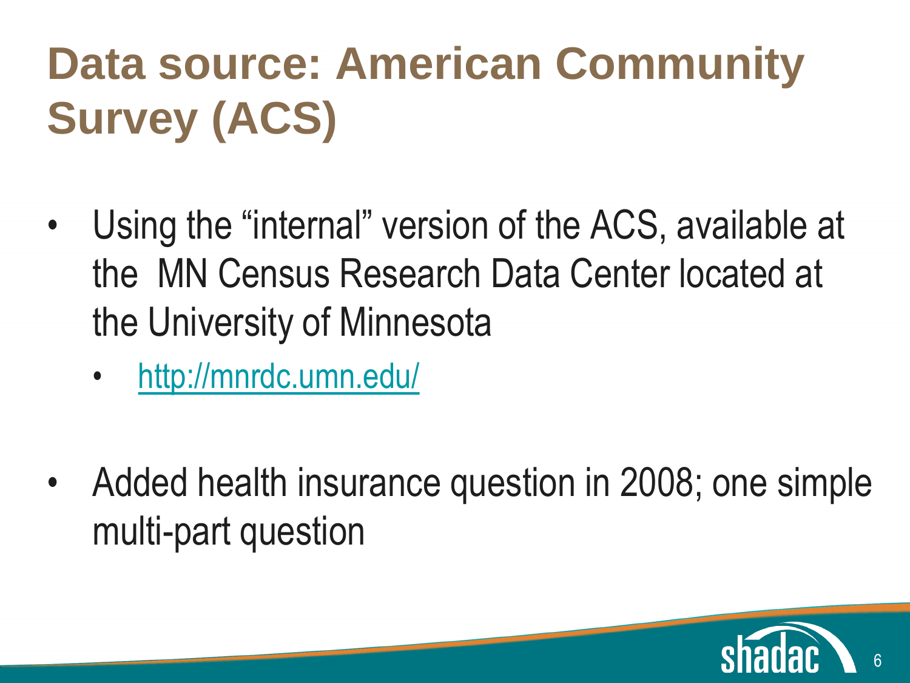# Data source: American Community Survey (ACS)

- Using the "internal" version of the ACS, available at the MN Census Research Data Center located at the University of Minnesota
  - http://mnrdc.umn.edu/
- Added health insurance question in 2008; one simple multi-part question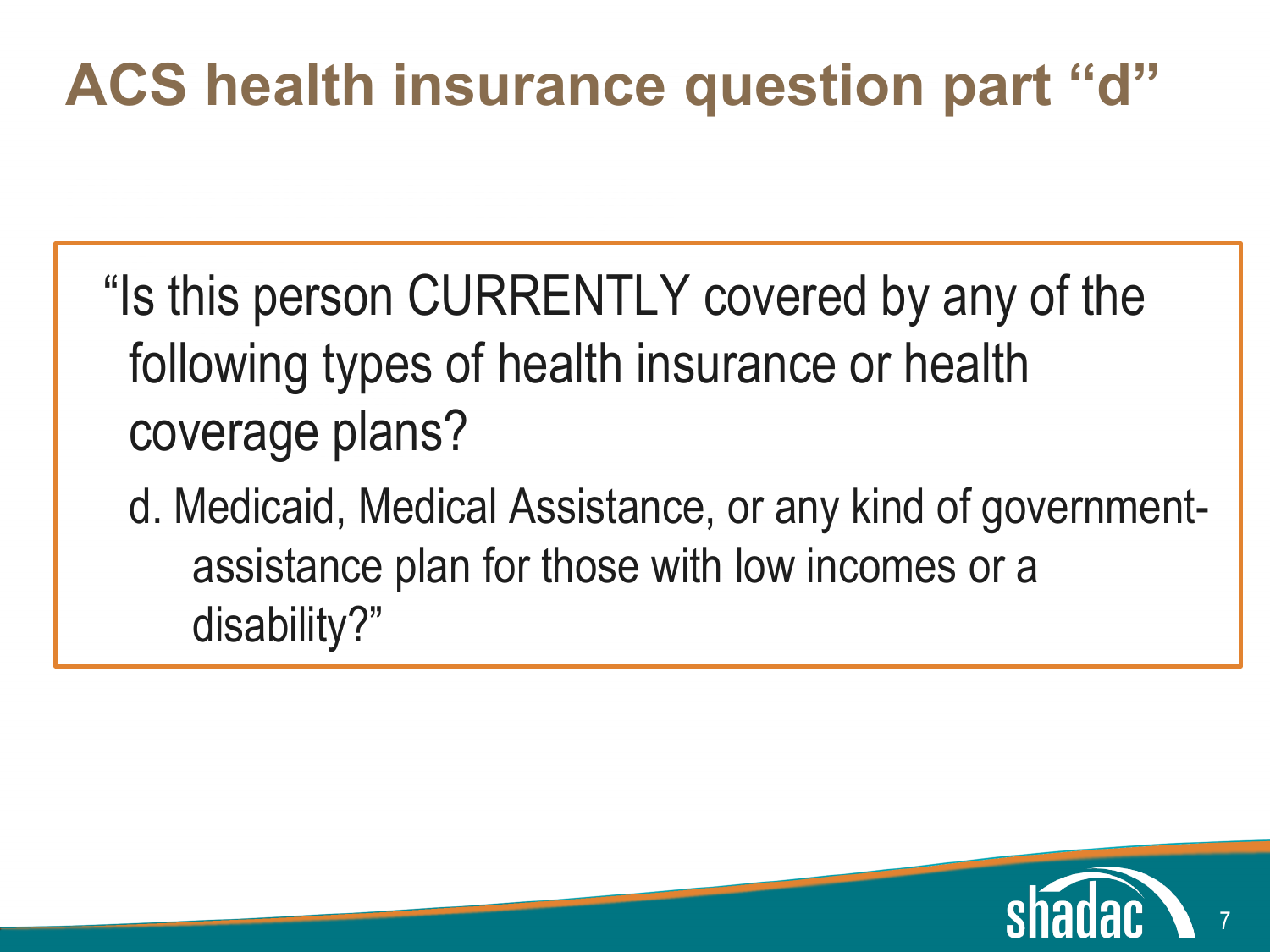# ACS health insurance question part "d"

"Is this person CURRENTLY covered by any of the following types of health insurance or health coverage plans?

d. Medicaid, Medical Assistance, or any kind of government-assistance plan for those with low incomes or a disability?"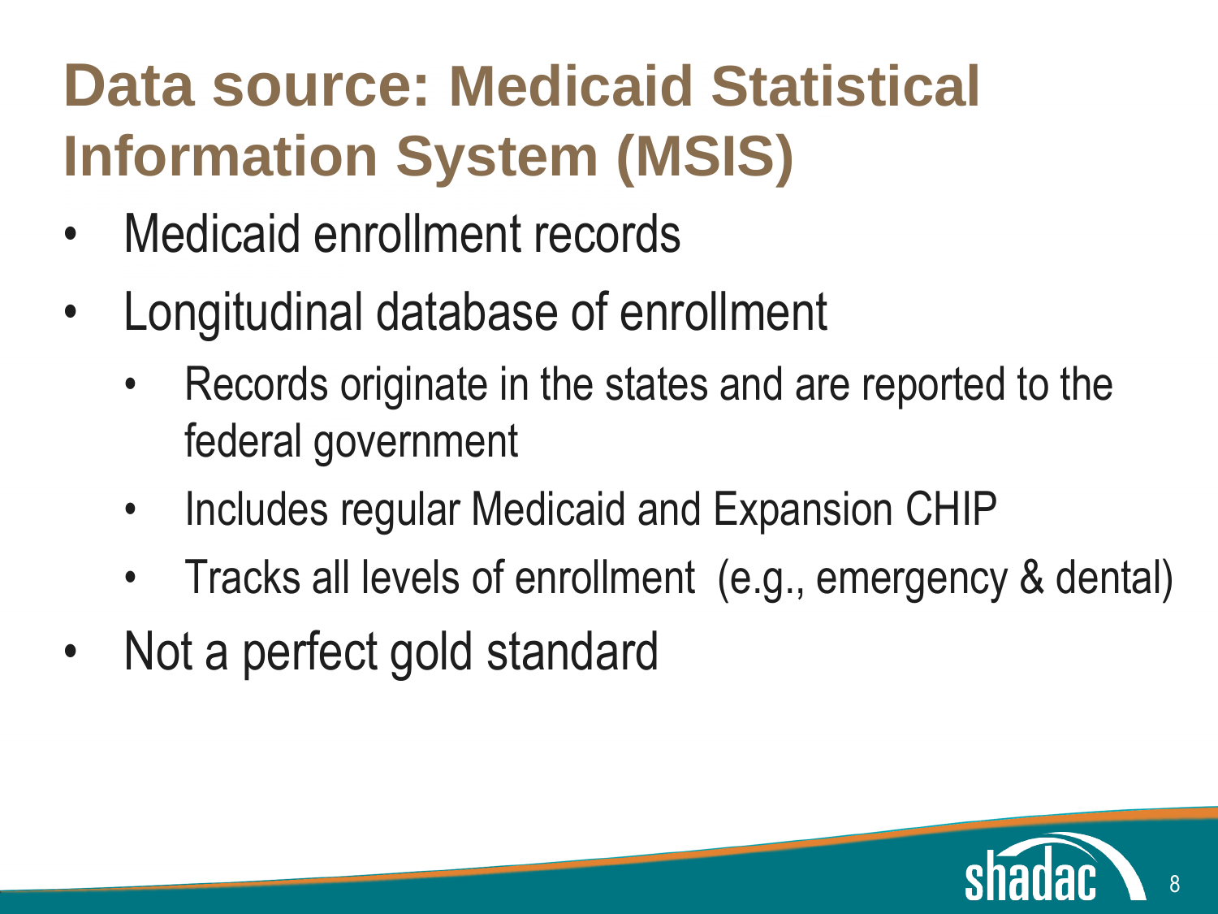# Data source: Medicaid Statistical Information System (MSIS)

- Medicaid enrollment records
- Longitudinal database of enrollment
  - Records originate in the states and are reported to the federal government
  - Includes regular Medicaid and Expansion CHIP
  - Tracks all levels of enrollment (e.g., emergency & dental)
- Not a perfect gold standard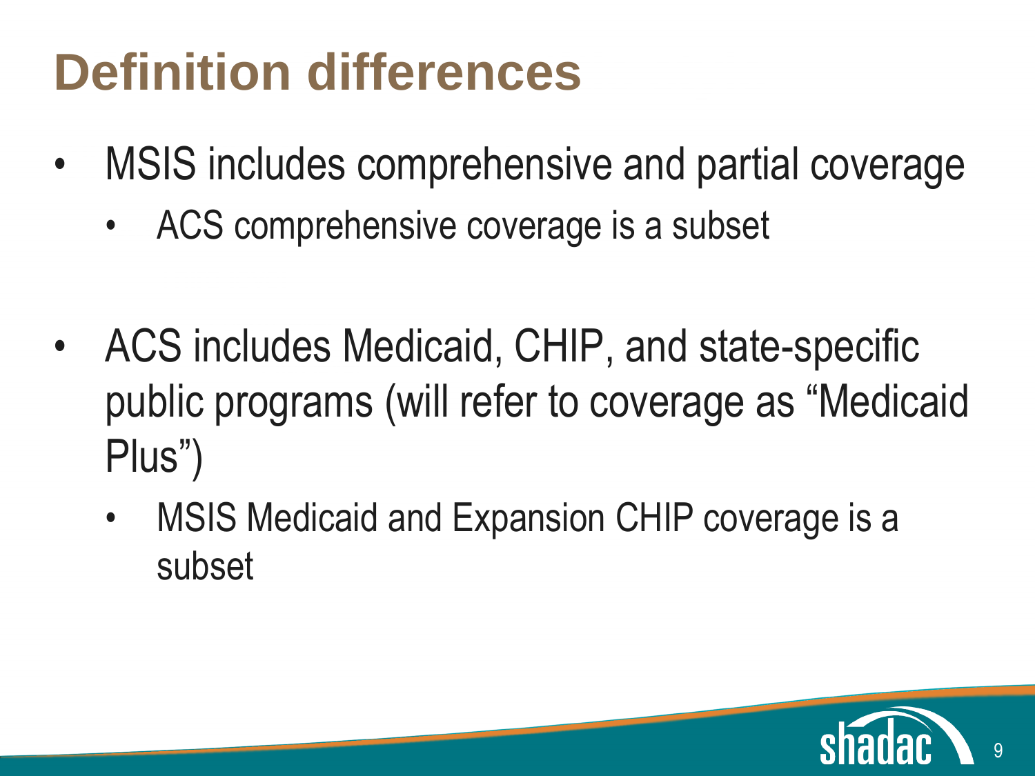# Definition differences

- MSIS includes comprehensive and partial coverage
  - ACS comprehensive coverage is a subset

- ACS includes Medicaid, CHIP, and state-specific public programs (will refer to coverage as "Medicaid Plus")
  - MSIS Medicaid and Expansion CHIP coverage is a subset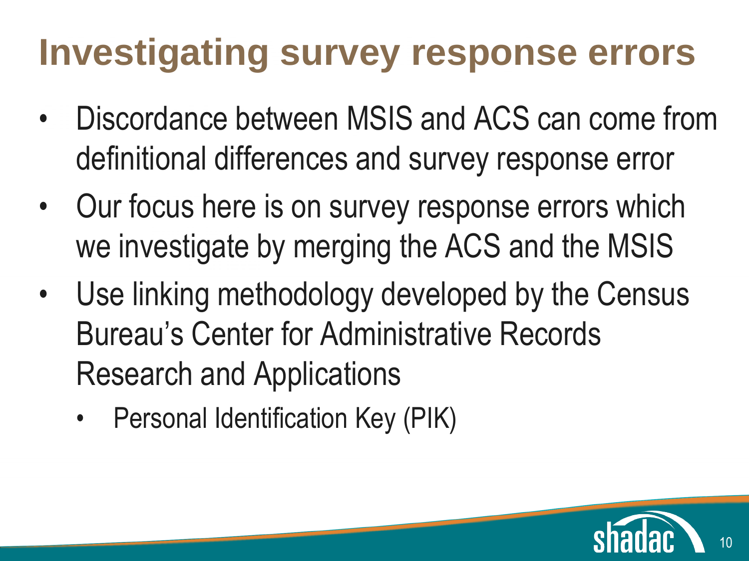# Investigating survey response errors

- Discordance between MSIS and ACS can come from definitional differences and survey response error
- Our focus here is on survey response errors which we investigate by merging the ACS and the MSIS
- Use linking methodology developed by the Census Bureau's Center for Administrative Records Research and Applications
  - Personal Identification Key (PIK)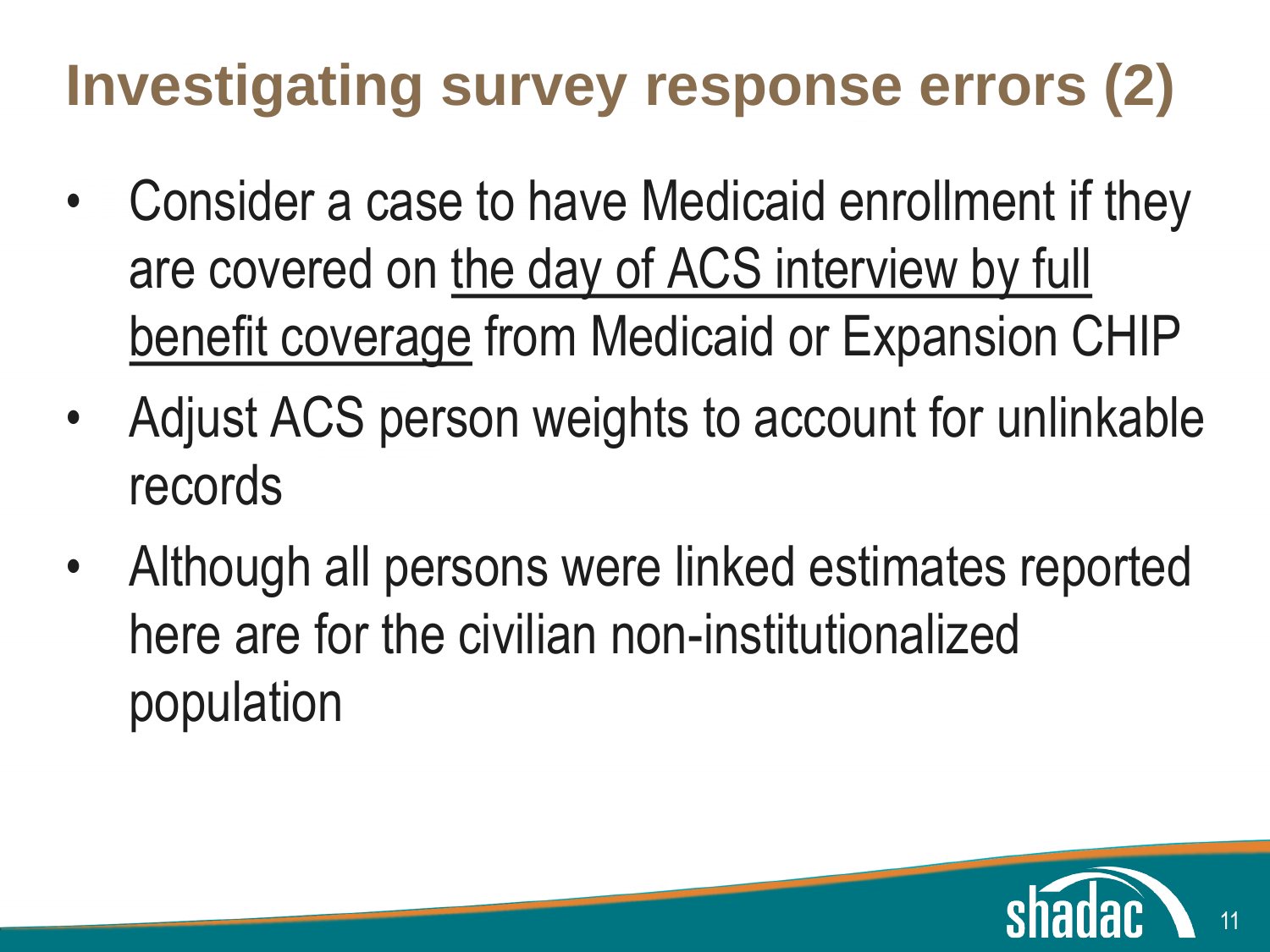# Investigating survey response errors (2)

- Consider a case to have Medicaid enrollment if they are covered on <u>the day of ACS interview by full benefit coverage</u> from Medicaid or Expansion CHIP
- Adjust ACS person weights to account for unlinkable records
- Although all persons were linked estimates reported here are for the civilian non-institutionalized population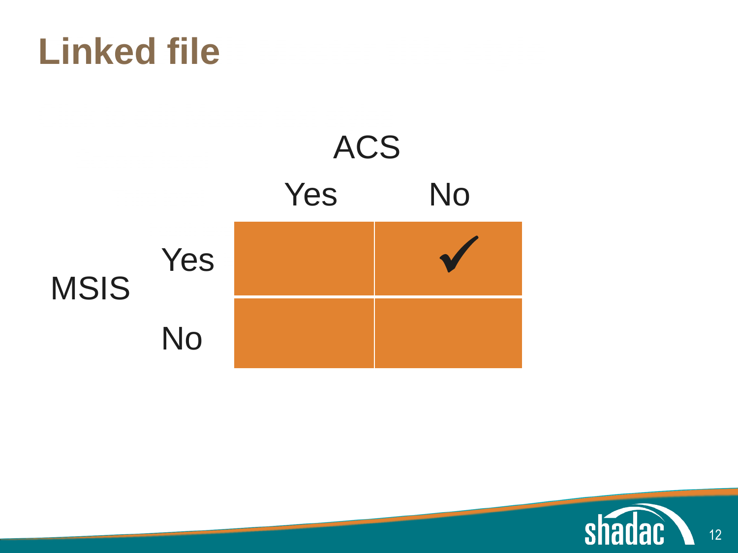# Linked file

| | | ACS | |
|---|---|---|---|
| | | Yes | No |
| MSIS | Yes | | ✓ |
| | No | | |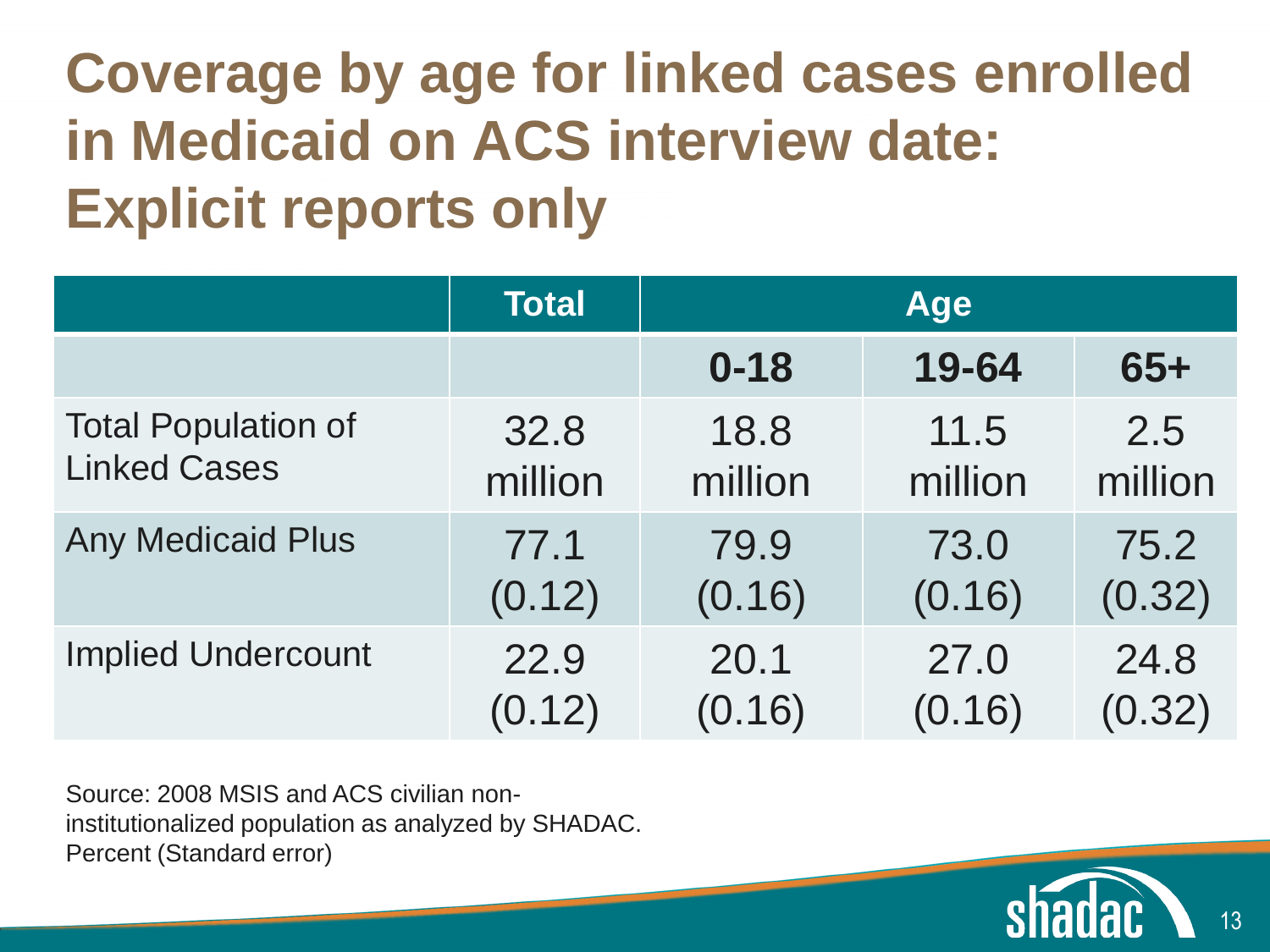# Coverage by age for linked cases enrolled in Medicaid on ACS interview date: Explicit reports only

| | Total | Age | | |
|---|---|---|---|---|
| | | 0-18 | 19-64 | 65+ |
| Total Population of Linked Cases | 32.8 million | 18.8 million | 11.5 million | 2.5 million |
| Any Medicaid Plus | 77.1 (0.12) | 79.9 (0.16) | 73.0 (0.16) | 75.2 (0.32) |
| Implied Undercount | 22.9 (0.12) | 20.1 (0.16) | 27.0 (0.16) | 24.8 (0.32) |

Source: 2008 MSIS and ACS civilian non-institutionalized population as analyzed by SHADAC.
Percent (Standard error)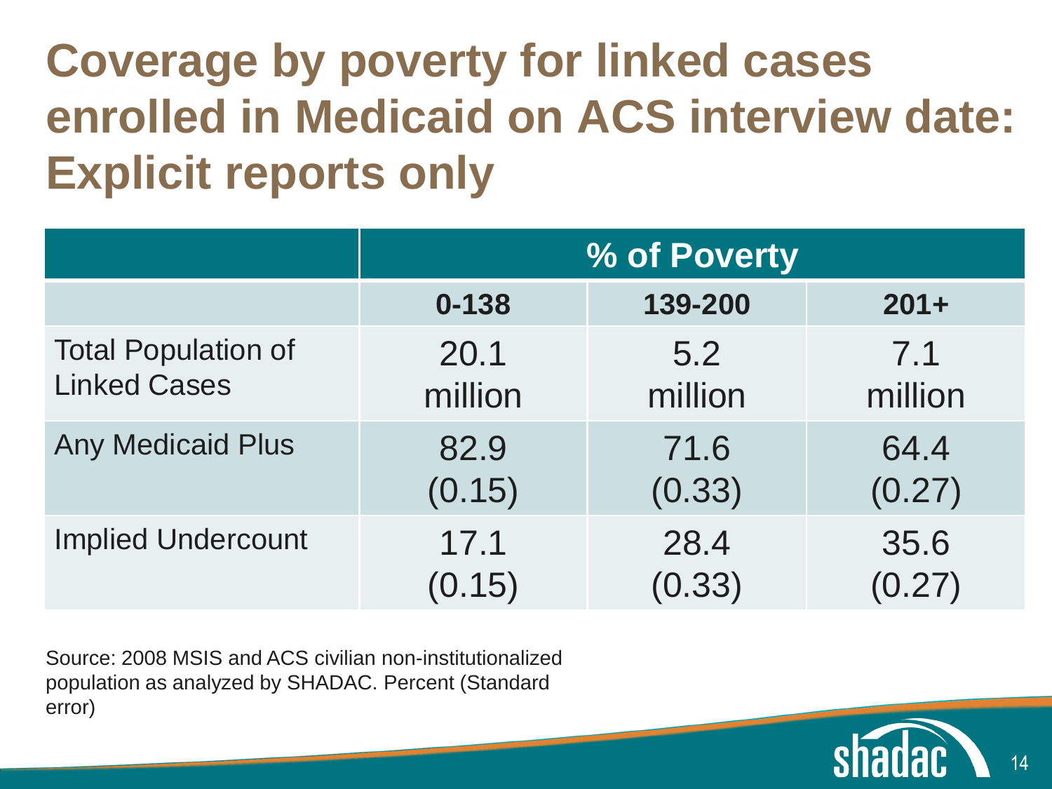# Coverage by poverty for linked cases enrolled in Medicaid on ACS interview date: Explicit reports only

| | % of Poverty | | |
|---|---|---|---|
| | **0-138** | **139-200** | **201+** |
| Total Population of Linked Cases | 20.1 million | 5.2 million | 7.1 million |
| Any Medicaid Plus | 82.9 (0.15) | 71.6 (0.33) | 64.4 (0.27) |
| Implied Undercount | 17.1 (0.15) | 28.4 (0.33) | 35.6 (0.27) |

Source: 2008 MSIS and ACS civilian non-institutionalized population as analyzed by SHADAC. Percent (Standard error)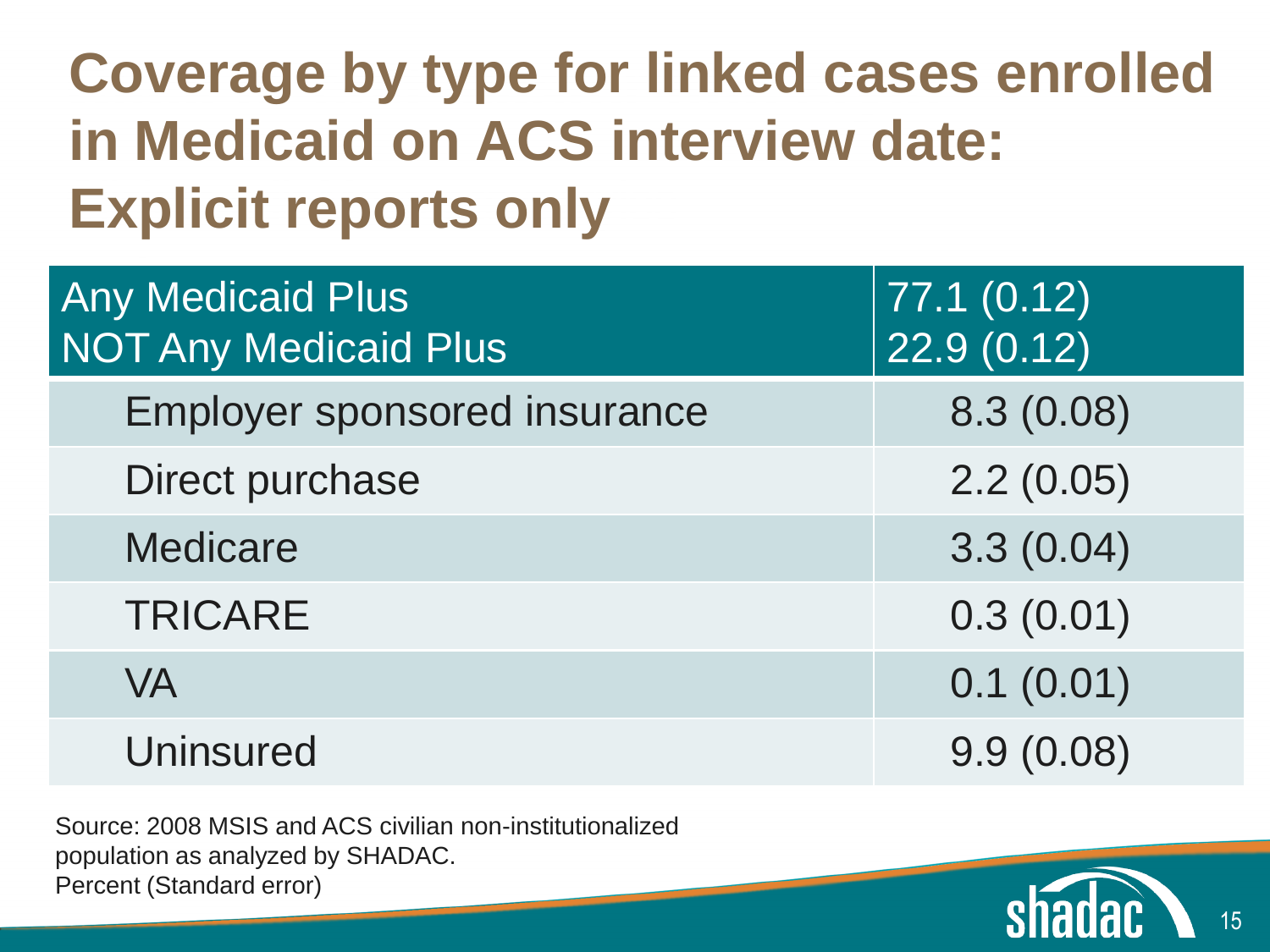# Coverage by type for linked cases enrolled in Medicaid on ACS interview date: Explicit reports only

| Any Medicaid Plus<br>NOT Any Medicaid Plus | 77.1 (0.12)<br>22.9 (0.12) |
|---|---|
| Employer sponsored insurance | 8.3 (0.08) |
| Direct purchase | 2.2 (0.05) |
| Medicare | 3.3 (0.04) |
| TRICARE | 0.3 (0.01) |
| VA | 0.1 (0.01) |
| Uninsured | 9.9 (0.08) |

Source: 2008 MSIS and ACS civilian non-institutionalized population as analyzed by SHADAC.
Percent (Standard error)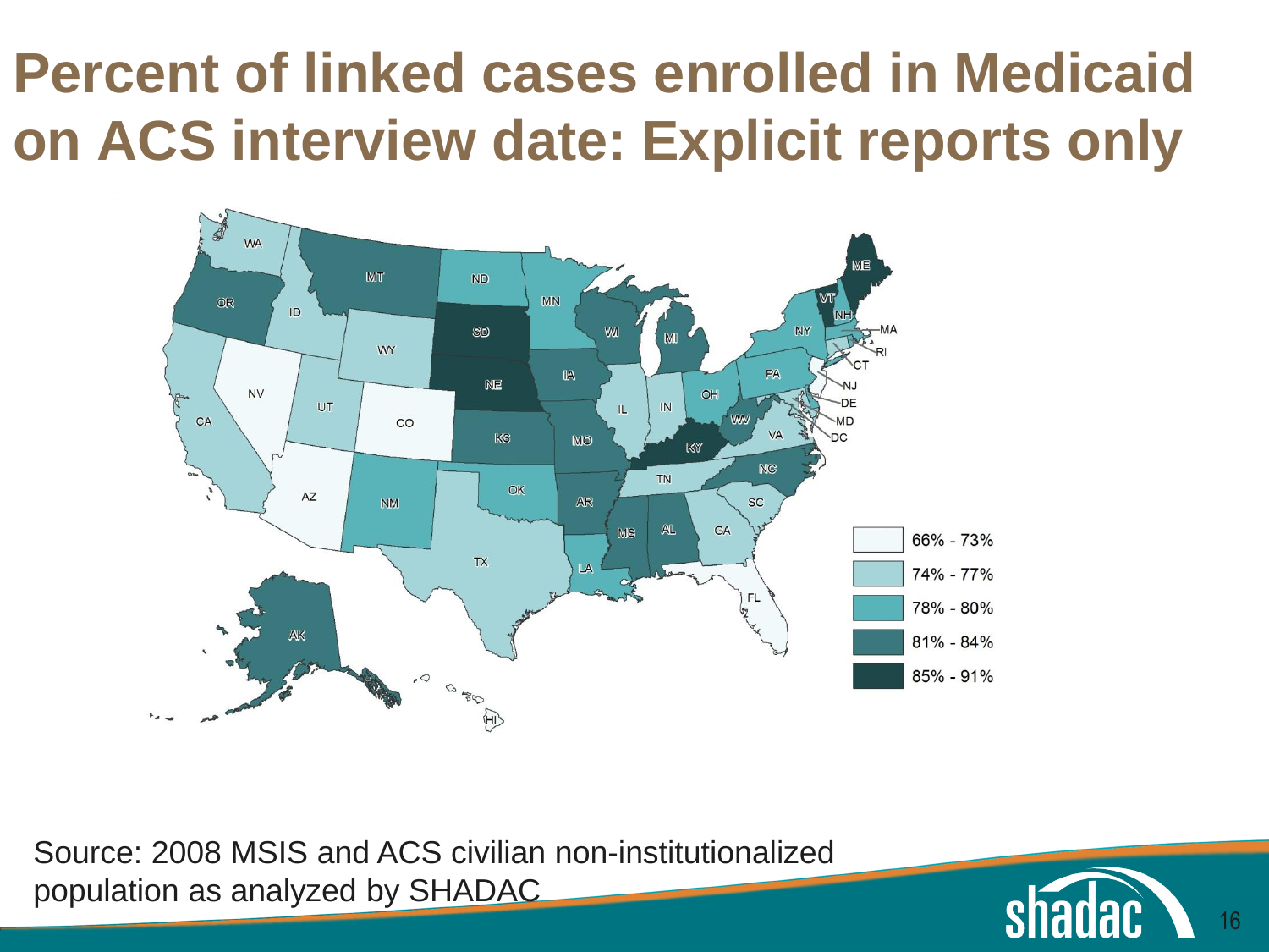# Percent of linked cases enrolled in Medicaid on ACS interview date: Explicit reports only

| Legend |
| --- |
| 66% - 73% |
| 74% - 77% |
| 78% - 80% |
| 81% - 84% |
| 85% - 91% |

Source: 2008 MSIS and ACS civilian non-institutionalized population as analyzed by SHADAC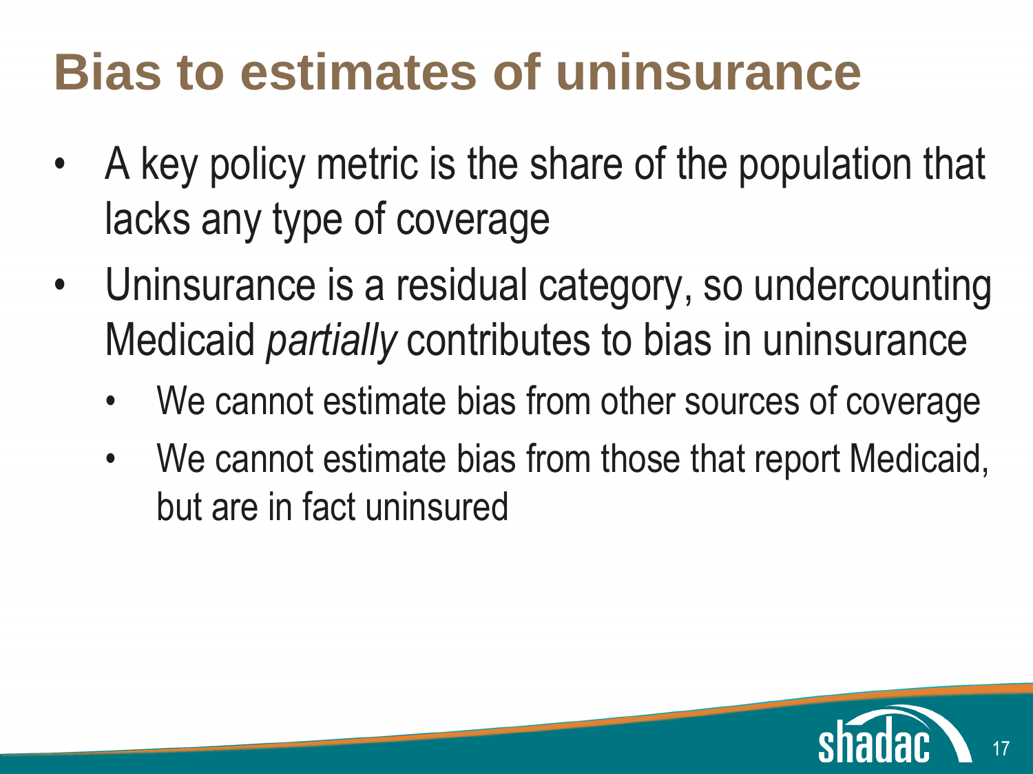# Bias to estimates of uninsurance

- A key policy metric is the share of the population that lacks any type of coverage
- Uninsurance is a residual category, so undercounting Medicaid *partially* contributes to bias in uninsurance
  - We cannot estimate bias from other sources of coverage
  - We cannot estimate bias from those that report Medicaid, but are in fact uninsured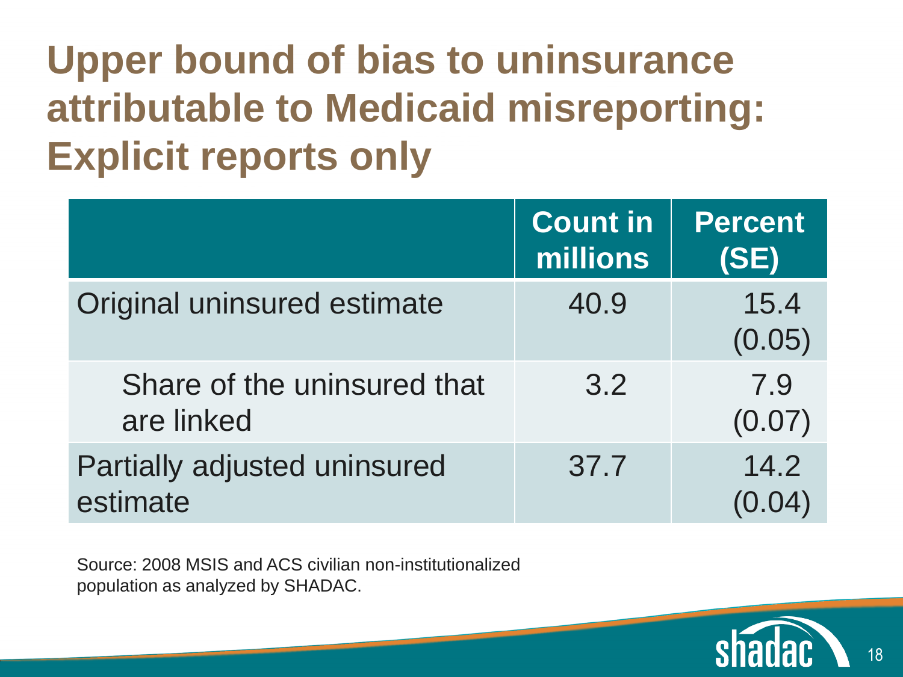# Upper bound of bias to uninsurance attributable to Medicaid misreporting: Explicit reports only

| | Count in millions | Percent (SE) |
|---|---|---|
| Original uninsured estimate | 40.9 | 15.4 (0.05) |
| Share of the uninsured that are linked | 3.2 | 7.9 (0.07) |
| Partially adjusted uninsured estimate | 37.7 | 14.2 (0.04) |

Source: 2008 MSIS and ACS civilian non-institutionalized population as analyzed by SHADAC.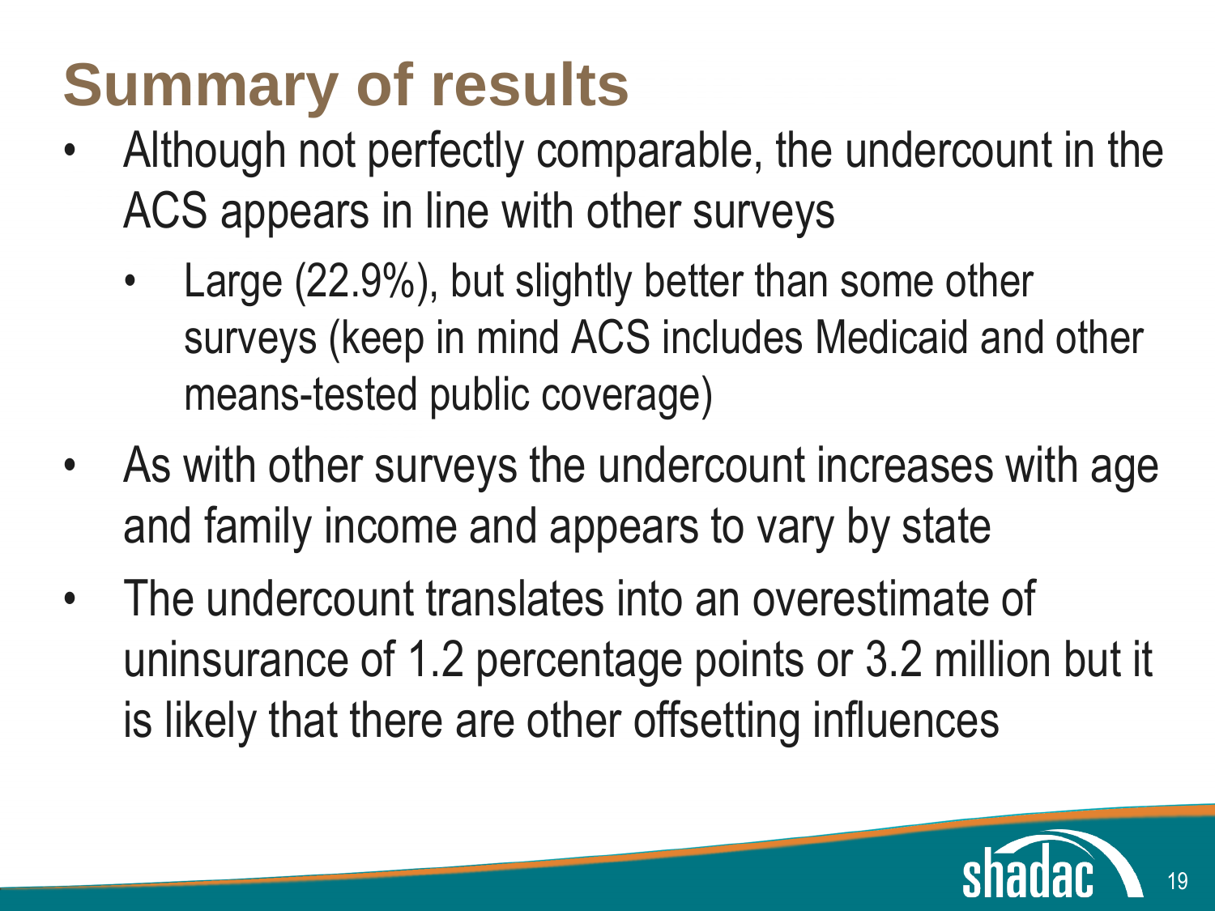# Summary of results

- Although not perfectly comparable, the undercount in the ACS appears in line with other surveys
  - Large (22.9%), but slightly better than some other surveys (keep in mind ACS includes Medicaid and other means-tested public coverage)
- As with other surveys the undercount increases with age and family income and appears to vary by state
- The undercount translates into an overestimate of uninsurance of 1.2 percentage points or 3.2 million but it is likely that there are other offsetting influences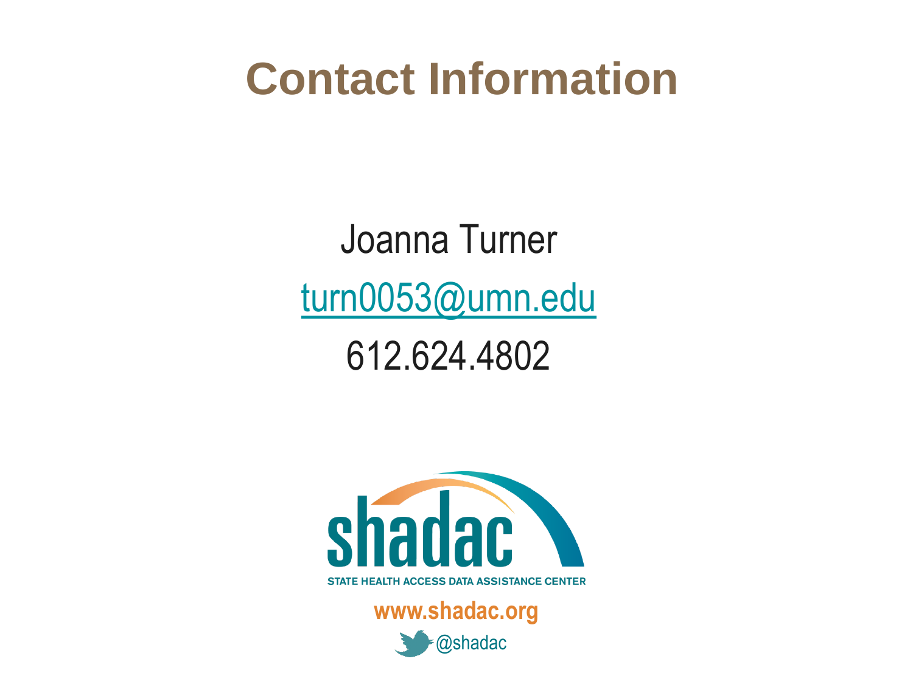# Contact Information

Joanna Turner

turn0053@umn.edu

612.624.4802

shadac

STATE HEALTH ACCESS DATA ASSISTANCE CENTER

www.shadac.org

@shadac